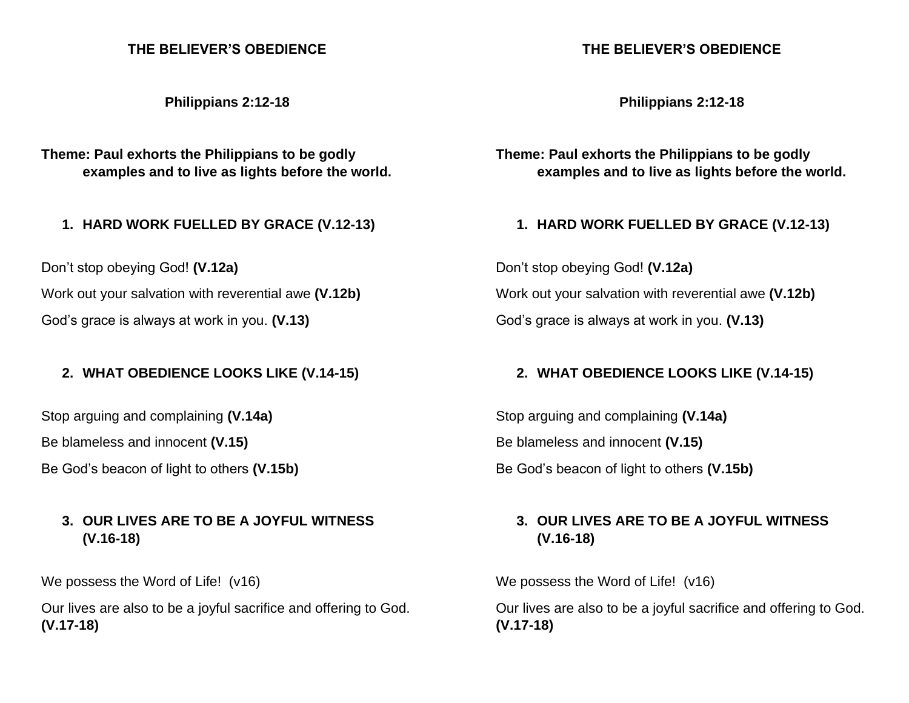**THE BELIEVER'S OBEDIENCE**

**Philippians 2:12-18**

**Theme: Paul exhorts the Philippians to be godly examples and to live as lights before the world.**

1. **HARD WORK FUELLED BY GRACE (V.12-13)**

Don't stop obeying God! **(V.12a)**

Work out your salvation with reverential awe **(V.12b)**

God's grace is always at work in you. **(V.13)**

2. **WHAT OBEDIENCE LOOKS LIKE (V.14-15)**

Stop arguing and complaining **(V.14a)**

Be blameless and innocent **(V.15)**

Be God's beacon of light to others **(V.15b)**

3. **OUR LIVES ARE TO BE A JOYFUL WITNESS (V.16-18)**

We possess the Word of Life! (v16)

Our lives are also to be a joyful sacrifice and offering to God. **(V.17-18)**

**THE BELIEVER'S OBEDIENCE**

**Philippians 2:12-18**

**Theme: Paul exhorts the Philippians to be godly examples and to live as lights before the world.**

1. **HARD WORK FUELLED BY GRACE (V.12-13)**

Don't stop obeying God! **(V.12a)**

Work out your salvation with reverential awe **(V.12b)**

God's grace is always at work in you. **(V.13)**

2. **WHAT OBEDIENCE LOOKS LIKE (V.14-15)**

Stop arguing and complaining **(V.14a)**

Be blameless and innocent **(V.15)**

Be God's beacon of light to others **(V.15b)**

3. **OUR LIVES ARE TO BE A JOYFUL WITNESS (V.16-18)**

We possess the Word of Life! (v16)

Our lives are also to be a joyful sacrifice and offering to God. **(V.17-18)**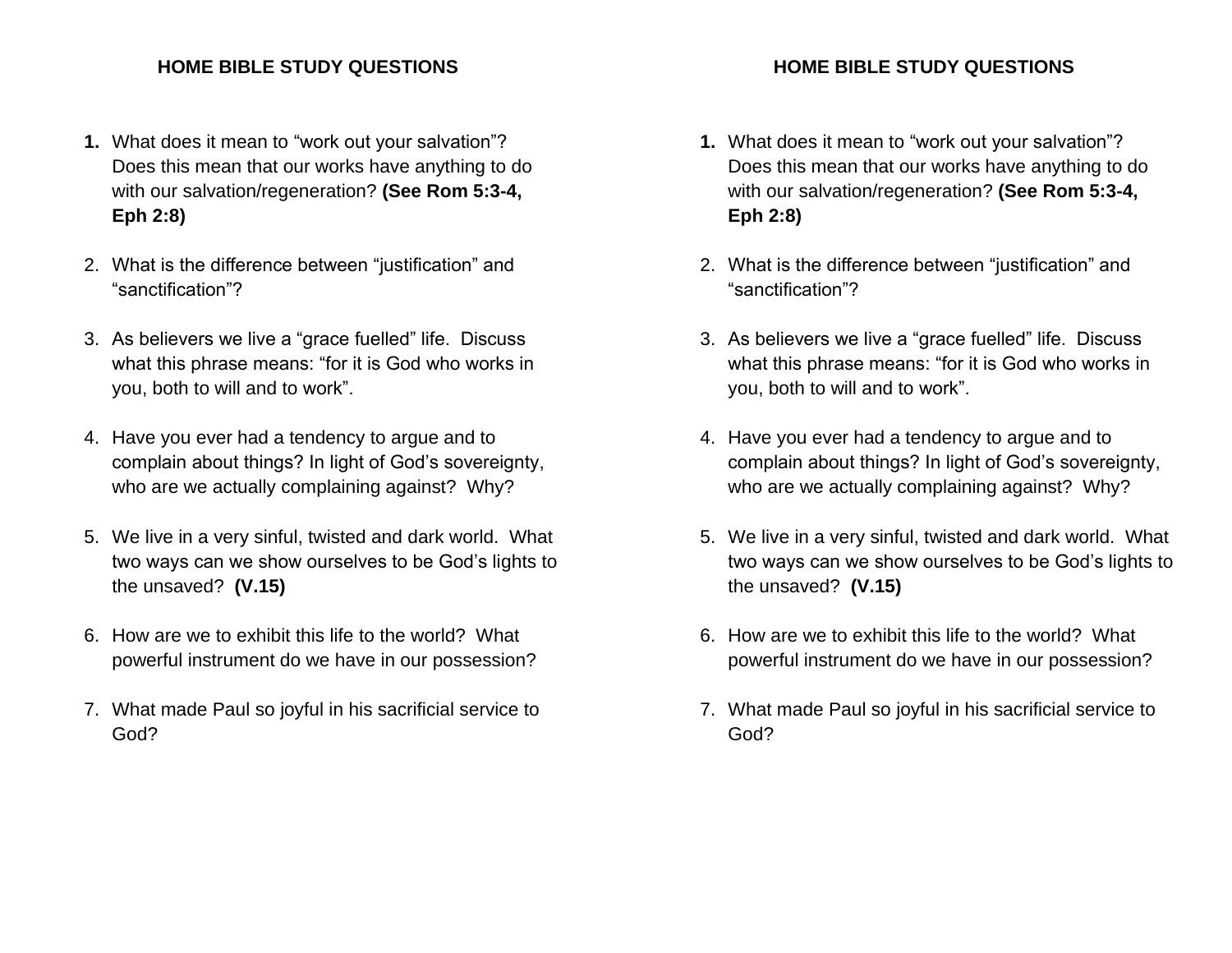**HOME BIBLE STUDY QUESTIONS**

1. What does it mean to "work out your salvation"? Does this mean that our works have anything to do with our salvation/regeneration? **(See Rom 5:3-4, Eph 2:8)**

2. What is the difference between "justification" and "sanctification"?

3. As believers we live a "grace fuelled" life. Discuss what this phrase means: "for it is God who works in you, both to will and to work".

4. Have you ever had a tendency to argue and to complain about things? In light of God's sovereignty, who are we actually complaining against? Why?

5. We live in a very sinful, twisted and dark world. What two ways can we show ourselves to be God's lights to the unsaved? **(V.15)**

6. How are we to exhibit this life to the world? What powerful instrument do we have in our possession?

7. What made Paul so joyful in his sacrificial service to God?

**HOME BIBLE STUDY QUESTIONS**

1. What does it mean to "work out your salvation"? Does this mean that our works have anything to do with our salvation/regeneration? **(See Rom 5:3-4, Eph 2:8)**

2. What is the difference between "justification" and "sanctification"?

3. As believers we live a "grace fuelled" life. Discuss what this phrase means: "for it is God who works in you, both to will and to work".

4. Have you ever had a tendency to argue and to complain about things? In light of God's sovereignty, who are we actually complaining against? Why?

5. We live in a very sinful, twisted and dark world. What two ways can we show ourselves to be God's lights to the unsaved? **(V.15)**

6. How are we to exhibit this life to the world? What powerful instrument do we have in our possession?

7. What made Paul so joyful in his sacrificial service to God?